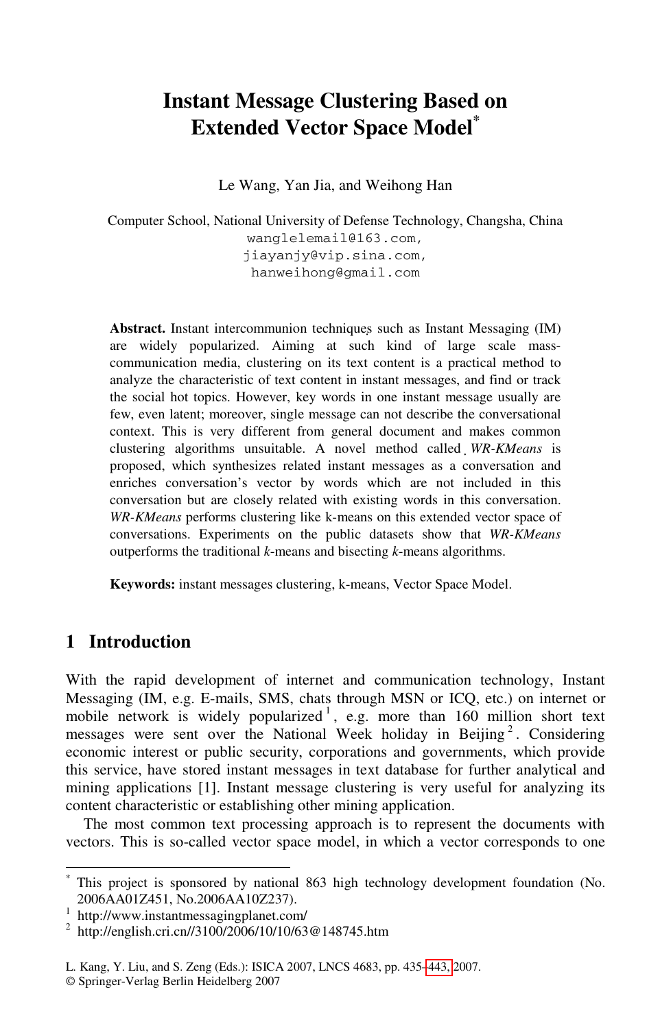# Instant Message Clustering Based on Extended Vector Space Model*

Le Wang, Yan Jia, and Weihong Han

Computer School, National University of Defense Technology, Changsha, China
wanglelemail@163.com,
jiayanjy@vip.sina.com,
hanweihong@gmail.com

**Abstract.** Instant intercommunion techniques such as Instant Messaging (IM) are widely popularized. Aiming at such kind of large scale mass-communication media, clustering on its text content is a practical method to analyze the characteristic of text content in instant messages, and find or track the social hot topics. However, key words in one instant message usually are few, even latent; moreover, single message can not describe the conversational context. This is very different from general document and makes common clustering algorithms unsuitable. A novel method called *WR-KMeans* is proposed, which synthesizes related instant messages as a conversation and enriches conversation's vector by words which are not included in this conversation but are closely related with existing words in this conversation. *WR-KMeans* performs clustering like k-means on this extended vector space of conversations. Experiments on the public datasets show that *WR-KMeans* outperforms the traditional *k*-means and bisecting *k*-means algorithms.

**Keywords:** instant messages clustering, k-means, Vector Space Model.

## 1 Introduction

With the rapid development of internet and communication technology, Instant Messaging (IM, e.g. E-mails, SMS, chats through MSN or ICQ, etc.) on internet or mobile network is widely popularized [1], e.g. more than 160 million short text messages were sent over the National Week holiday in Beijing [2]. Considering economic interest or public security, corporations and governments, which provide this service, have stored instant messages in text database for further analytical and mining applications [1]. Instant message clustering is very useful for analyzing its content characteristic or establishing other mining application.

The most common text processing approach is to represent the documents with vectors. This is so-called vector space model, in which a vector corresponds to one

---

\* This project is sponsored by national 863 high technology development foundation (No. 2006AA01Z451, No.2006AA10Z237).

[1] http://www.instantmessagingplanet.com/

[2] http://english.cri.cn//3100/2006/10/10/63@148745.htm

L. Kang, Y. Liu, and S. Zeng (Eds.): ISICA 2007, LNCS 4683, pp. 435–443, 2007.
© Springer-Verlag Berlin Heidelberg 2007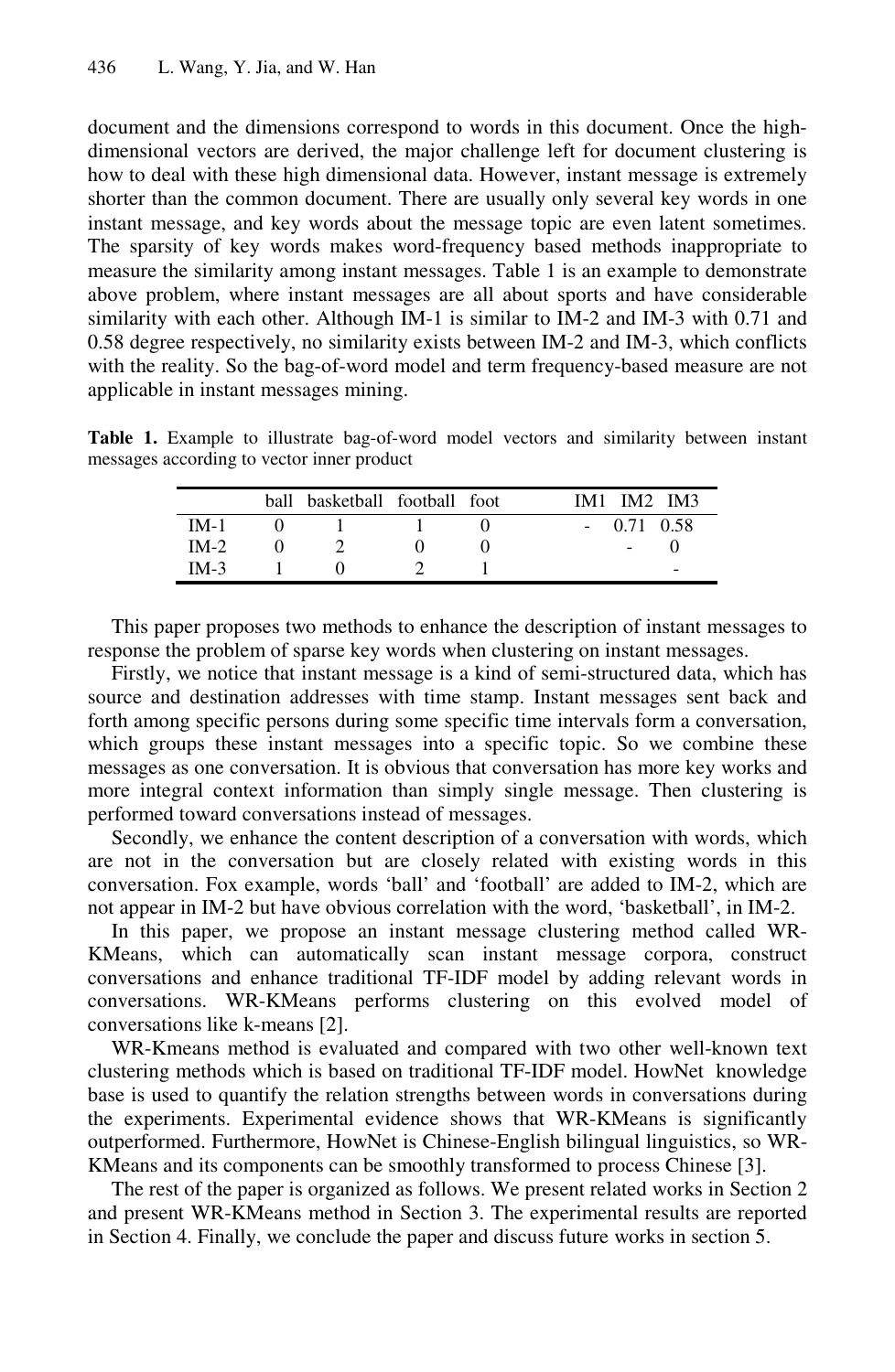document and the dimensions correspond to words in this document. Once the high-dimensional vectors are derived, the major challenge left for document clustering is how to deal with these high dimensional data. However, instant message is extremely shorter than the common document. There are usually only several key words in one instant message, and key words about the message topic are even latent sometimes. The sparsity of key words makes word-frequency based methods inappropriate to measure the similarity among instant messages. Table 1 is an example to demonstrate above problem, where instant messages are all about sports and have considerable similarity with each other. Although IM-1 is similar to IM-2 and IM-3 with 0.71 and 0.58 degree respectively, no similarity exists between IM-2 and IM-3, which conflicts with the reality. So the bag-of-word model and term frequency-based measure are not applicable in instant messages mining.

**Table 1.** Example to illustrate bag-of-word model vectors and similarity between instant messages according to vector inner product

| | ball | basketball | football | foot | IM1 | IM2 | IM3 |
|---|---|---|---|---|---|---|---|
| IM-1 | 0 | 1 | 1 | 0 | - | 0.71 | 0.58 |
| IM-2 | 0 | 2 | 0 | 0 | | - | 0 |
| IM-3 | 1 | 0 | 2 | 1 | | | - |

This paper proposes two methods to enhance the description of instant messages to response the problem of sparse key words when clustering on instant messages.

Firstly, we notice that instant message is a kind of semi-structured data, which has source and destination addresses with time stamp. Instant messages sent back and forth among specific persons during some specific time intervals form a conversation, which groups these instant messages into a specific topic. So we combine these messages as one conversation. It is obvious that conversation has more key works and more integral context information than simply single message. Then clustering is performed toward conversations instead of messages.

Secondly, we enhance the content description of a conversation with words, which are not in the conversation but are closely related with existing words in this conversation. Fox example, words 'ball' and 'football' are added to IM-2, which are not appear in IM-2 but have obvious correlation with the word, 'basketball', in IM-2.

In this paper, we propose an instant message clustering method called WR-KMeans, which can automatically scan instant message corpora, construct conversations and enhance traditional TF-IDF model by adding relevant words in conversations. WR-KMeans performs clustering on this evolved model of conversations like k-means [2].

WR-Kmeans method is evaluated and compared with two other well-known text clustering methods which is based on traditional TF-IDF model. HowNet knowledge base is used to quantify the relation strengths between words in conversations during the experiments. Experimental evidence shows that WR-KMeans is significantly outperformed. Furthermore, HowNet is Chinese-English bilingual linguistics, so WR-KMeans and its components can be smoothly transformed to process Chinese [3].

The rest of the paper is organized as follows. We present related works in Section 2 and present WR-KMeans method in Section 3. The experimental results are reported in Section 4. Finally, we conclude the paper and discuss future works in section 5.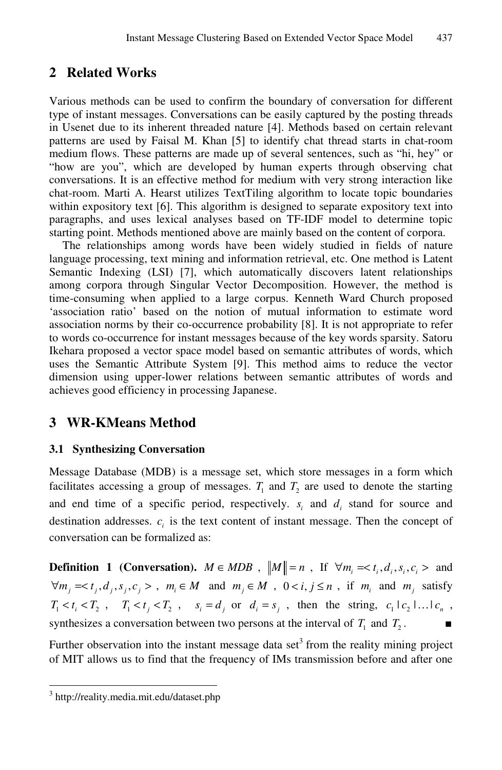## 2 Related Works

Various methods can be used to confirm the boundary of conversation for different type of instant messages. Conversations can be easily captured by the posting threads in Usenet due to its inherent threaded nature [4]. Methods based on certain relevant patterns are used by Faisal M. Khan [5] to identify chat thread starts in chat-room medium flows. These patterns are made up of several sentences, such as "hi, hey" or "how are you", which are developed by human experts through observing chat conversations. It is an effective method for medium with very strong interaction like chat-room. Marti A. Hearst utilizes TextTiling algorithm to locate topic boundaries within expository text [6]. This algorithm is designed to separate expository text into paragraphs, and uses lexical analyses based on TF-IDF model to determine topic starting point. Methods mentioned above are mainly based on the content of corpora.

The relationships among words have been widely studied in fields of nature language processing, text mining and information retrieval, etc. One method is Latent Semantic Indexing (LSI) [7], which automatically discovers latent relationships among corpora through Singular Vector Decomposition. However, the method is time-consuming when applied to a large corpus. Kenneth Ward Church proposed 'association ratio' based on the notion of mutual information to estimate word association norms by their co-occurrence probability [8]. It is not appropriate to refer to words co-occurrence for instant messages because of the key words sparsity. Satoru Ikehara proposed a vector space model based on semantic attributes of words, which uses the Semantic Attribute System [9]. This method aims to reduce the vector dimension using upper-lower relations between semantic attributes of words and achieves good efficiency in processing Japanese.

## 3 WR-KMeans Method

### 3.1 Synthesizing Conversation

Message Database (MDB) is a message set, which store messages in a form which facilitates accessing a group of messages. $T_1$ and $T_2$ are used to denote the starting and end time of a specific period, respectively. $s_i$ and $d_i$ stand for source and destination addresses. $c_i$ is the text content of instant message. Then the concept of conversation can be formalized as:

**Definition 1 (Conversation).** $M \in MDB$, $\|M\| = n$, If $\forall m_i = < t_i, d_i, s_i, c_i >$ and $\forall m_j = < t_j, d_j, s_j, c_j >$, $m_i \in M$ and $m_j \in M$, $0 < i, j \le n$, if $m_i$ and $m_j$ satisfy $T_1 < t_i < T_2$, $T_1 < t_j < T_2$, $s_i = d_j$ or $d_i = s_j$, then the string, $c_1 | c_2 | \ldots | c_n$, synthesizes a conversation between two persons at the interval of $T_1$ and $T_2$. ■

Further observation into the instant message data set[3] from the reality mining project of MIT allows us to find that the frequency of IMs transmission before and after one

[3] http://reality.media.mit.edu/dataset.php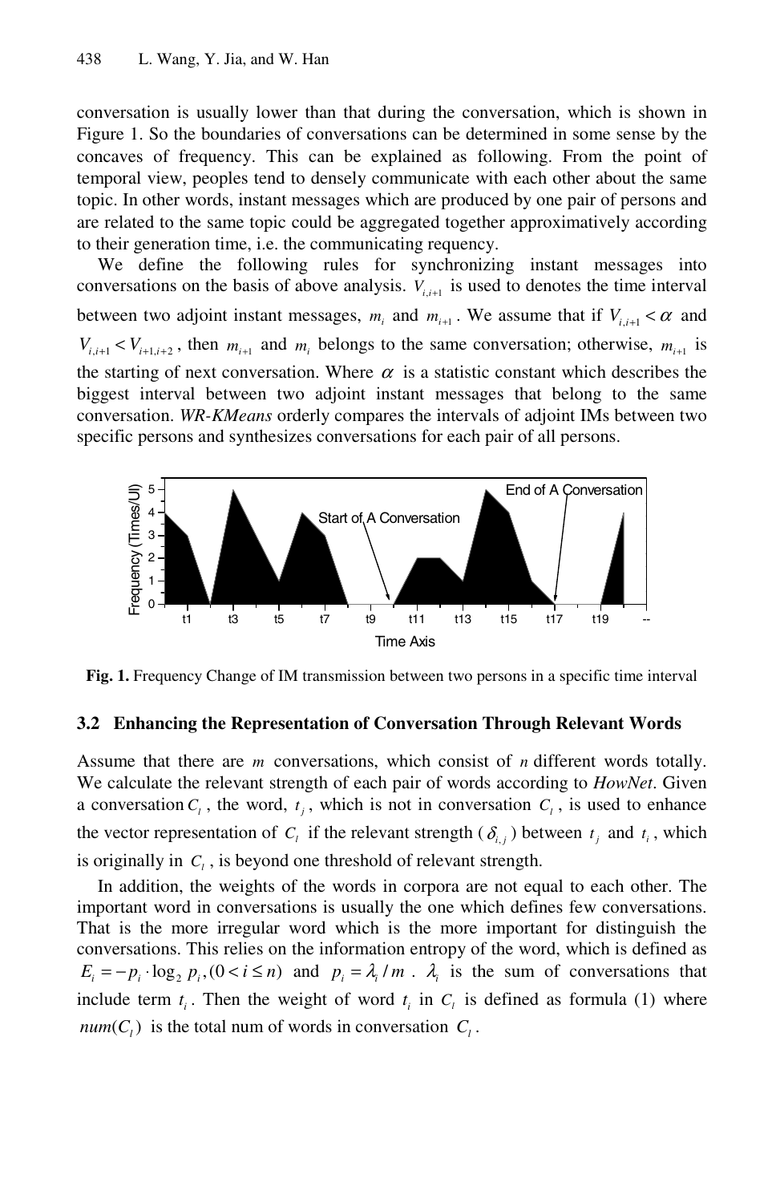conversation is usually lower than that during the conversation, which is shown in Figure 1. So the boundaries of conversations can be determined in some sense by the concaves of frequency. This can be explained as following. From the point of temporal view, peoples tend to densely communicate with each other about the same topic. In other words, instant messages which are produced by one pair of persons and are related to the same topic could be aggregated together approximatively according to their generation time, i.e. the communicating requency.

We define the following rules for synchronizing instant messages into conversations on the basis of above analysis. $V_{i,i+1}$ is used to denotes the time interval between two adjoint instant messages, $m_i$ and $m_{i+1}$. We assume that if $V_{i,i+1} < \alpha$ and $V_{i,i+1} < V_{i+1,i+2}$, then $m_{i+1}$ and $m_i$ belongs to the same conversation; otherwise, $m_{i+1}$ is the starting of next conversation. Where $\alpha$ is a statistic constant which describes the biggest interval between two adjoint instant messages that belong to the same conversation. *WR-KMeans* orderly compares the intervals of adjoint IMs between two specific persons and synthesizes conversations for each pair of all persons.

**Fig. 1.** Frequency Change of IM transmission between two persons in a specific time interval

### 3.2 Enhancing the Representation of Conversation Through Relevant Words

Assume that there are $m$ conversations, which consist of $n$ different words totally. We calculate the relevant strength of each pair of words according to *HowNet*. Given a conversation $C_l$, the word, $t_j$, which is not in conversation $C_l$, is used to enhance the vector representation of $C_l$ if the relevant strength ($\delta_{i,j}$) between $t_j$ and $t_i$, which is originally in $C_l$, is beyond one threshold of relevant strength.

In addition, the weights of the words in corpora are not equal to each other. The important word in conversations is usually the one which defines few conversations. That is the more irregular word which is the more important for distinguish the conversations. This relies on the information entropy of the word, which is defined as $E_i = -p_i \cdot \log_2 p_i, (0 < i \le n)$ and $p_i = \lambda_i / m$. $\lambda_i$ is the sum of conversations that include term $t_i$. Then the weight of word $t_i$ in $C_l$ is defined as formula (1) where $num(C_l)$ is the total num of words in conversation $C_l$.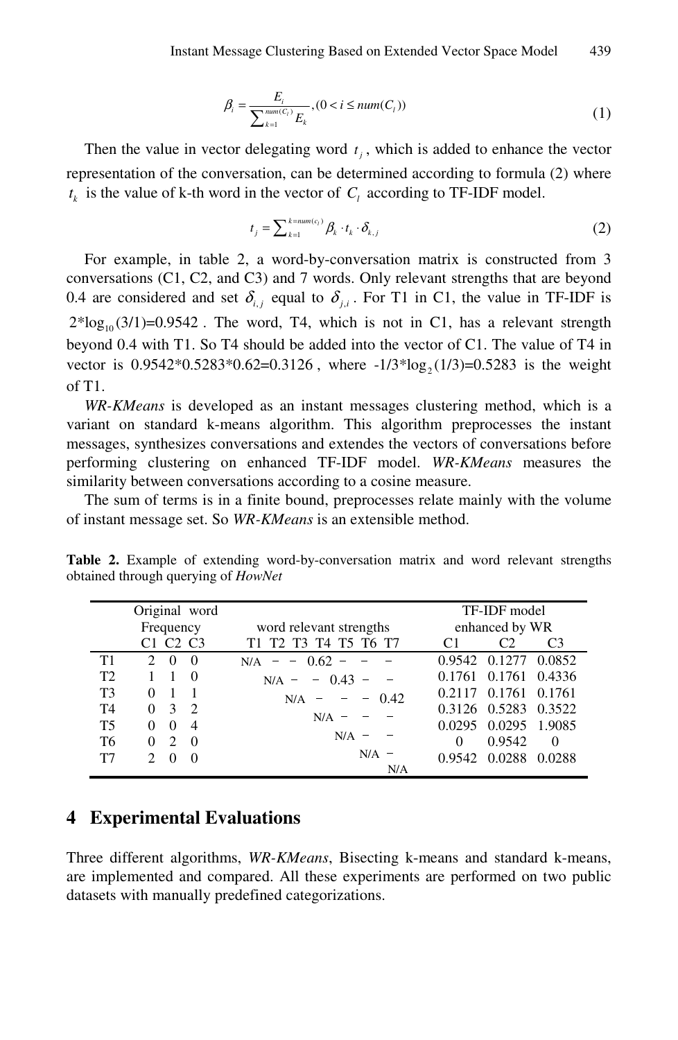$$\beta_i = \frac{E_i}{\sum_{k=1}^{num(C_l)} E_k}, (0 < i \le num(C_l)) \tag{1}$$

Then the value in vector delegating word $t_j$, which is added to enhance the vector representation of the conversation, can be determined according to formula (2) where $t_k$ is the value of k-th word in the vector of $C_l$ according to TF-IDF model.

$$t_j = \sum_{k=1}^{k=num(c_l)} \beta_k \cdot t_k \cdot \delta_{k,j} \tag{2}$$

For example, in table 2, a word-by-conversation matrix is constructed from 3 conversations (C1, C2, and C3) and 7 words. Only relevant strengths that are beyond 0.4 are considered and set $\delta_{i,j}$ equal to $\delta_{j,i}$. For T1 in C1, the value in TF-IDF is $2*\log_{10}(3/1)=0.9542$. The word, T4, which is not in C1, has a relevant strength beyond 0.4 with T1. So T4 should be added into the vector of C1. The value of T4 in vector is $0.9542*0.5283*0.62=0.3126$, where $-1/3*\log_2(1/3)=0.5283$ is the weight of T1.

*WR-KMeans* is developed as an instant messages clustering method, which is a variant on standard k-means algorithm. This algorithm preprocesses the instant messages, synthesizes conversations and extendes the vectors of conversations before performing clustering on enhanced TF-IDF model. *WR-KMeans* measures the similarity between conversations according to a cosine measure.

The sum of terms is in a finite bound, preprocesses relate mainly with the volume of instant message set. So *WR-KMeans* is an extensible method.

**Table 2.** Example of extending word-by-conversation matrix and word relevant strengths obtained through querying of *HowNet*

| | Original word Frequency | | | word relevant strengths | | | | | | | TF-IDF model enhanced by WR | | |
|---|---|---|---|---|---|---|---|---|---|---|---|---|---|
| | C1 | C2 | C3 | T1 | T2 | T3 | T4 | T5 | T6 | T7 | C1 | C2 | C3 |
| T1 | 2 | 0 | 0 | N/A | – | – | 0.62 | – | – | – | 0.9542 | 0.1277 | 0.0852 |
| T2 | 1 | 1 | 0 | | N/A | – | – | 0.43 | – | – | 0.1761 | 0.1761 | 0.4336 |
| T3 | 0 | 1 | 1 | | | N/A | – | – | – | 0.42 | 0.2117 | 0.1761 | 0.1761 |
| T4 | 0 | 3 | 2 | | | | N/A | – | – | – | 0.3126 | 0.5283 | 0.3522 |
| T5 | 0 | 0 | 4 | | | | | N/A | – | – | 0.0295 | 0.0295 | 1.9085 |
| T6 | 0 | 2 | 0 | | | | | | N/A | – | 0 | 0.9542 | 0 |
| T7 | 2 | 0 | 0 | | | | | | | N/A | 0.9542 | 0.0288 | 0.0288 |

## 4 Experimental Evaluations

Three different algorithms, *WR-KMeans*, Bisecting k-means and standard k-means, are implemented and compared. All these experiments are performed on two public datasets with manually predefined categorizations.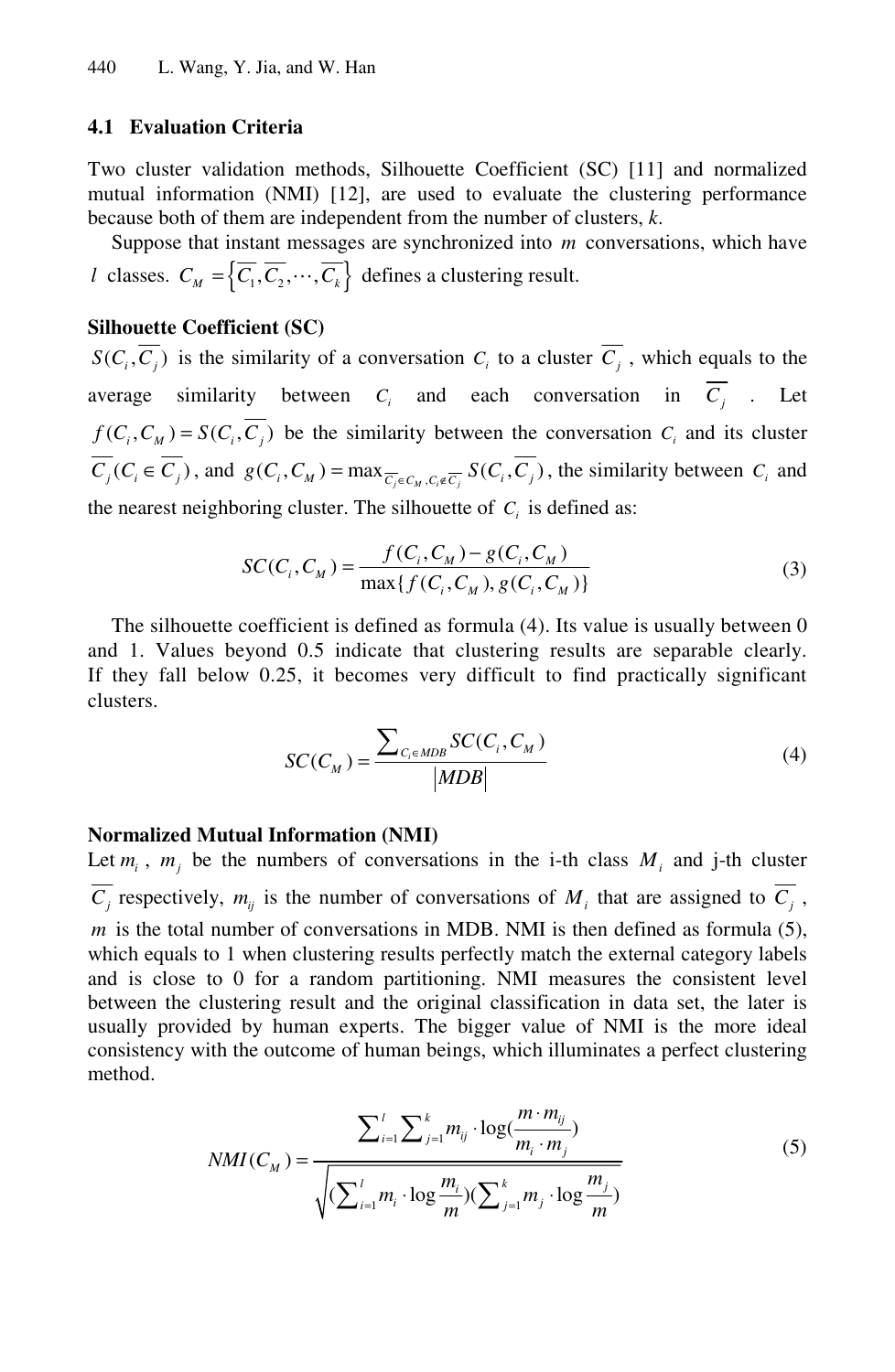### 4.1 Evaluation Criteria

Two cluster validation methods, Silhouette Coefficient (SC) [11] and normalized mutual information (NMI) [12], are used to evaluate the clustering performance because both of them are independent from the number of clusters, *k*.

Suppose that instant messages are synchronized into $m$ conversations, which have $l$ classes. $C_M = \{\overline{C_1}, \overline{C_2}, \cdots, \overline{C_k}\}$ defines a clustering result.

**Silhouette Coefficient (SC)**

$S(C_i, \overline{C_j})$ is the similarity of a conversation $C_i$ to a cluster $\overline{C_j}$, which equals to the average similarity between $C_i$ and each conversation in $\overline{C_j}$. Let $f(C_i, C_M) = S(C_i, \overline{C_j})$ be the similarity between the conversation $C_i$ and its cluster $\overline{C_j}(C_i \in \overline{C_j})$, and $g(C_i, C_M) = \max_{\overline{C_j} \in C_M, C_i \notin \overline{C_j}} S(C_i, \overline{C_j})$, the similarity between $C_i$ and the nearest neighboring cluster. The silhouette of $C_i$ is defined as:

$$SC(C_i, C_M) = \frac{f(C_i, C_M) - g(C_i, C_M)}{\max\{f(C_i, C_M), g(C_i, C_M)\}} \tag{3}$$

The silhouette coefficient is defined as formula (4). Its value is usually between 0 and 1. Values beyond 0.5 indicate that clustering results are separable clearly. If they fall below 0.25, it becomes very difficult to find practically significant clusters.

$$SC(C_M) = \frac{\sum_{C_i \in MDB} SC(C_i, C_M)}{|MDB|} \tag{4}$$

**Normalized Mutual Information (NMI)**

Let $m_i$, $m_j$ be the numbers of conversations in the i-th class $M_i$ and j-th cluster $\overline{C_j}$ respectively, $m_{ij}$ is the number of conversations of $M_i$ that are assigned to $\overline{C_j}$, $m$ is the total number of conversations in MDB. NMI is then defined as formula (5), which equals to 1 when clustering results perfectly match the external category labels and is close to 0 for a random partitioning. NMI measures the consistent level between the clustering result and the original classification in data set, the later is usually provided by human experts. The bigger value of NMI is the more ideal consistency with the outcome of human beings, which illuminates a perfect clustering method.

$$NMI(C_M) = \frac{\sum_{i=1}^{l} \sum_{j=1}^{k} m_{ij} \cdot \log(\frac{m \cdot m_{ij}}{m_i \cdot m_j})}{\sqrt{(\sum_{i=1}^{l} m_i \cdot \log \frac{m_i}{m})(\sum_{j=1}^{k} m_j \cdot \log \frac{m_j}{m})}} \tag{5}$$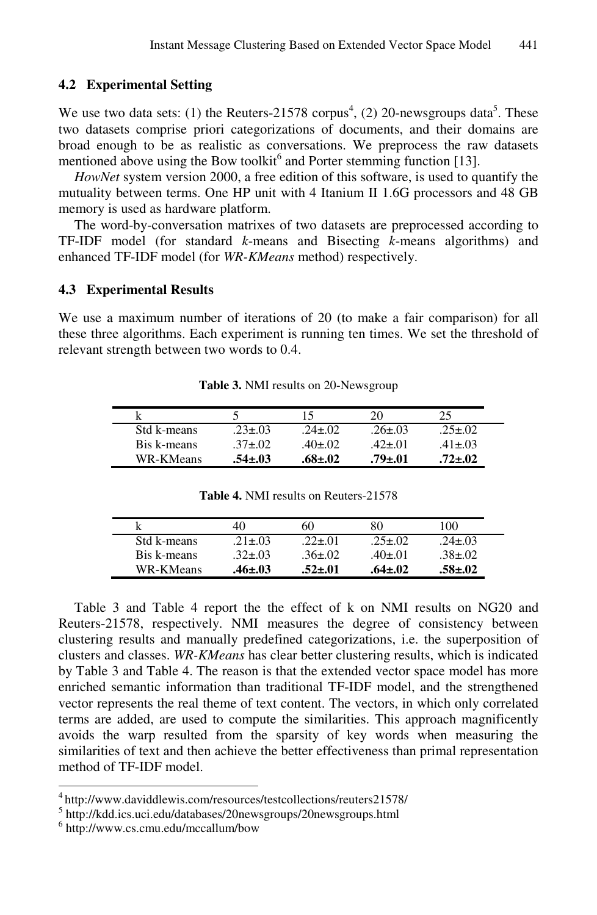### 4.2 Experimental Setting

We use two data sets: (1) the Reuters-21578 corpus[4], (2) 20-newsgroups data[5]. These two datasets comprise priori categorizations of documents, and their domains are broad enough to be as realistic as conversations. We preprocess the raw datasets mentioned above using the Bow toolkit[6] and Porter stemming function [13].

*HowNet* system version 2000, a free edition of this software, is used to quantify the mutuality between terms. One HP unit with 4 Itanium II 1.6G processors and 48 GB memory is used as hardware platform.

The word-by-conversation matrixes of two datasets are preprocessed according to TF-IDF model (for standard *k*-means and Bisecting *k*-means algorithms) and enhanced TF-IDF model (for *WR-KMeans* method) respectively.

### 4.3 Experimental Results

We use a maximum number of iterations of 20 (to make a fair comparison) for all these three algorithms. Each experiment is running ten times. We set the threshold of relevant strength between two words to 0.4.

**Table 3.** NMI results on 20-Newsgroup

| k | 5 | 15 | 20 | 25 |
|---|---|---|---|---|
| Std k-means | .23±.03 | .24±.02 | .26±.03 | .25±.02 |
| Bis k-means | .37±.02 | .40±.02 | .42±.01 | .41±.03 |
| WR-KMeans | **.54±.03** | **.68±.02** | **.79±.01** | **.72±.02** |

**Table 4.** NMI results on Reuters-21578

| k | 40 | 60 | 80 | 100 |
|---|---|---|---|---|
| Std k-means | .21±.03 | .22±.01 | .25±.02 | .24±.03 |
| Bis k-means | .32±.03 | .36±.02 | .40±.01 | .38±.02 |
| WR-KMeans | **.46±.03** | **.52±.01** | **.64±.02** | **.58±.02** |

Table 3 and Table 4 report the the effect of k on NMI results on NG20 and Reuters-21578, respectively. NMI measures the degree of consistency between clustering results and manually predefined categorizations, i.e. the superposition of clusters and classes. *WR-KMeans* has clear better clustering results, which is indicated by Table 3 and Table 4. The reason is that the extended vector space model has more enriched semantic information than traditional TF-IDF model, and the strengthened vector represents the real theme of text content. The vectors, in which only correlated terms are added, are used to compute the similarities. This approach magnificently avoids the warp resulted from the sparsity of key words when measuring the similarities of text and then achieve the better effectiveness than primal representation method of TF-IDF model.

[4] http://www.daviddlewis.com/resources/testcollections/reuters21578/
[5] http://kdd.ics.uci.edu/databases/20newsgroups/20newsgroups.html
[6] http://www.cs.cmu.edu/mccallum/bow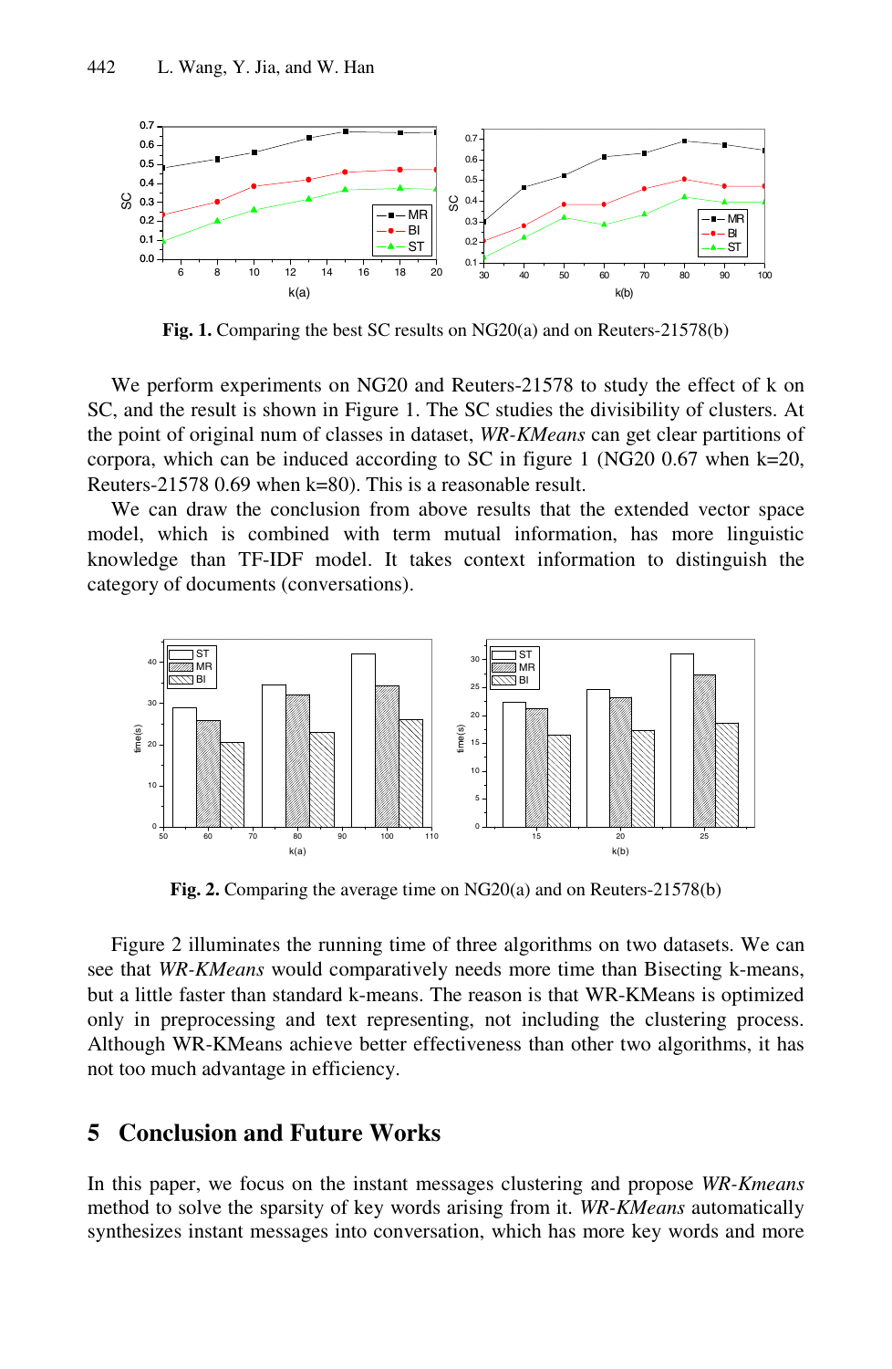**Fig. 1.** Comparing the best SC results on NG20(a) and on Reuters-21578(b)

We perform experiments on NG20 and Reuters-21578 to study the effect of k on SC, and the result is shown in Figure 1. The SC studies the divisibility of clusters. At the point of original num of classes in dataset, *WR-KMeans* can get clear partitions of corpora, which can be induced according to SC in figure 1 (NG20 0.67 when k=20, Reuters-21578 0.69 when k=80). This is a reasonable result.

We can draw the conclusion from above results that the extended vector space model, which is combined with term mutual information, has more linguistic knowledge than TF-IDF model. It takes context information to distinguish the category of documents (conversations).

**Fig. 2.** Comparing the average time on NG20(a) and on Reuters-21578(b)

Figure 2 illuminates the running time of three algorithms on two datasets. We can see that *WR-KMeans* would comparatively needs more time than Bisecting k-means, but a little faster than standard k-means. The reason is that WR-KMeans is optimized only in preprocessing and text representing, not including the clustering process. Although WR-KMeans achieve better effectiveness than other two algorithms, it has not too much advantage in efficiency.

## 5 Conclusion and Future Works

In this paper, we focus on the instant messages clustering and propose *WR-Kmeans* method to solve the sparsity of key words arising from it. *WR-KMeans* automatically synthesizes instant messages into conversation, which has more key words and more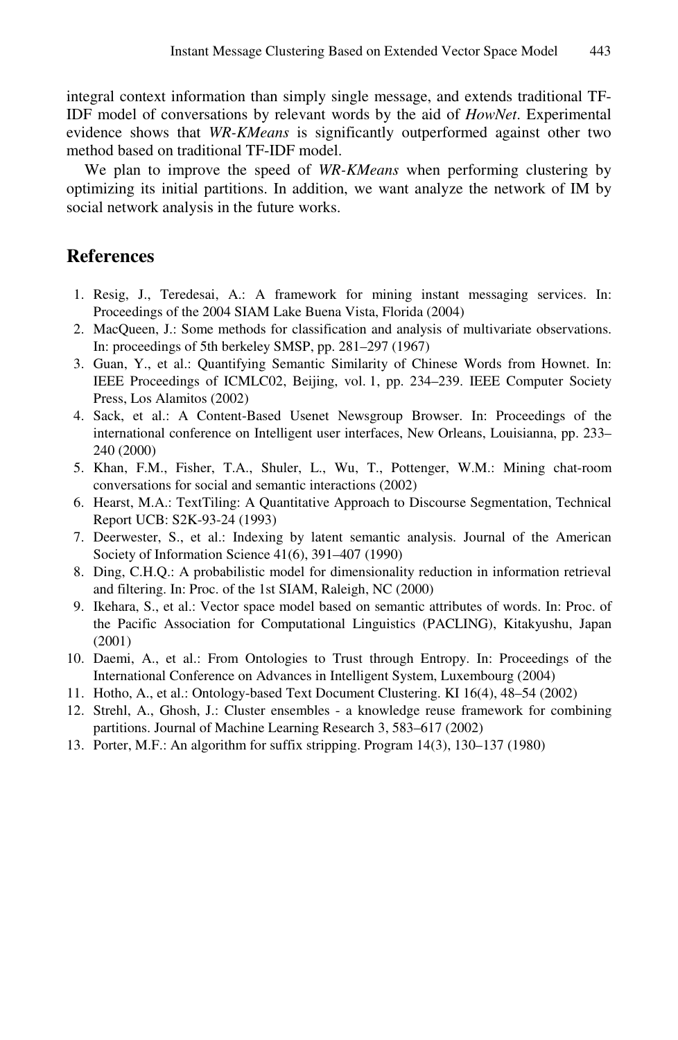integral context information than simply single message, and extends traditional TF-IDF model of conversations by relevant words by the aid of *HowNet*. Experimental evidence shows that *WR-KMeans* is significantly outperformed against other two method based on traditional TF-IDF model.

We plan to improve the speed of *WR-KMeans* when performing clustering by optimizing its initial partitions. In addition, we want analyze the network of IM by social network analysis in the future works.

## References

1. Resig, J., Teredesai, A.: A framework for mining instant messaging services. In: Proceedings of the 2004 SIAM Lake Buena Vista, Florida (2004)
2. MacQueen, J.: Some methods for classification and analysis of multivariate observations. In: proceedings of 5th berkeley SMSP, pp. 281–297 (1967)
3. Guan, Y., et al.: Quantifying Semantic Similarity of Chinese Words from Hownet. In: IEEE Proceedings of ICMLC02, Beijing, vol. 1, pp. 234–239. IEEE Computer Society Press, Los Alamitos (2002)
4. Sack, et al.: A Content-Based Usenet Newsgroup Browser. In: Proceedings of the international conference on Intelligent user interfaces, New Orleans, Louisianna, pp. 233–240 (2000)
5. Khan, F.M., Fisher, T.A., Shuler, L., Wu, T., Pottenger, W.M.: Mining chat-room conversations for social and semantic interactions (2002)
6. Hearst, M.A.: TextTiling: A Quantitative Approach to Discourse Segmentation, Technical Report UCB: S2K-93-24 (1993)
7. Deerwester, S., et al.: Indexing by latent semantic analysis. Journal of the American Society of Information Science 41(6), 391–407 (1990)
8. Ding, C.H.Q.: A probabilistic model for dimensionality reduction in information retrieval and filtering. In: Proc. of the 1st SIAM, Raleigh, NC (2000)
9. Ikehara, S., et al.: Vector space model based on semantic attributes of words. In: Proc. of the Pacific Association for Computational Linguistics (PACLING), Kitakyushu, Japan (2001)
10. Daemi, A., et al.: From Ontologies to Trust through Entropy. In: Proceedings of the International Conference on Advances in Intelligent System, Luxembourg (2004)
11. Hotho, A., et al.: Ontology-based Text Document Clustering. KI 16(4), 48–54 (2002)
12. Strehl, A., Ghosh, J.: Cluster ensembles - a knowledge reuse framework for combining partitions. Journal of Machine Learning Research 3, 583–617 (2002)
13. Porter, M.F.: An algorithm for suffix stripping. Program 14(3), 130–137 (1980)